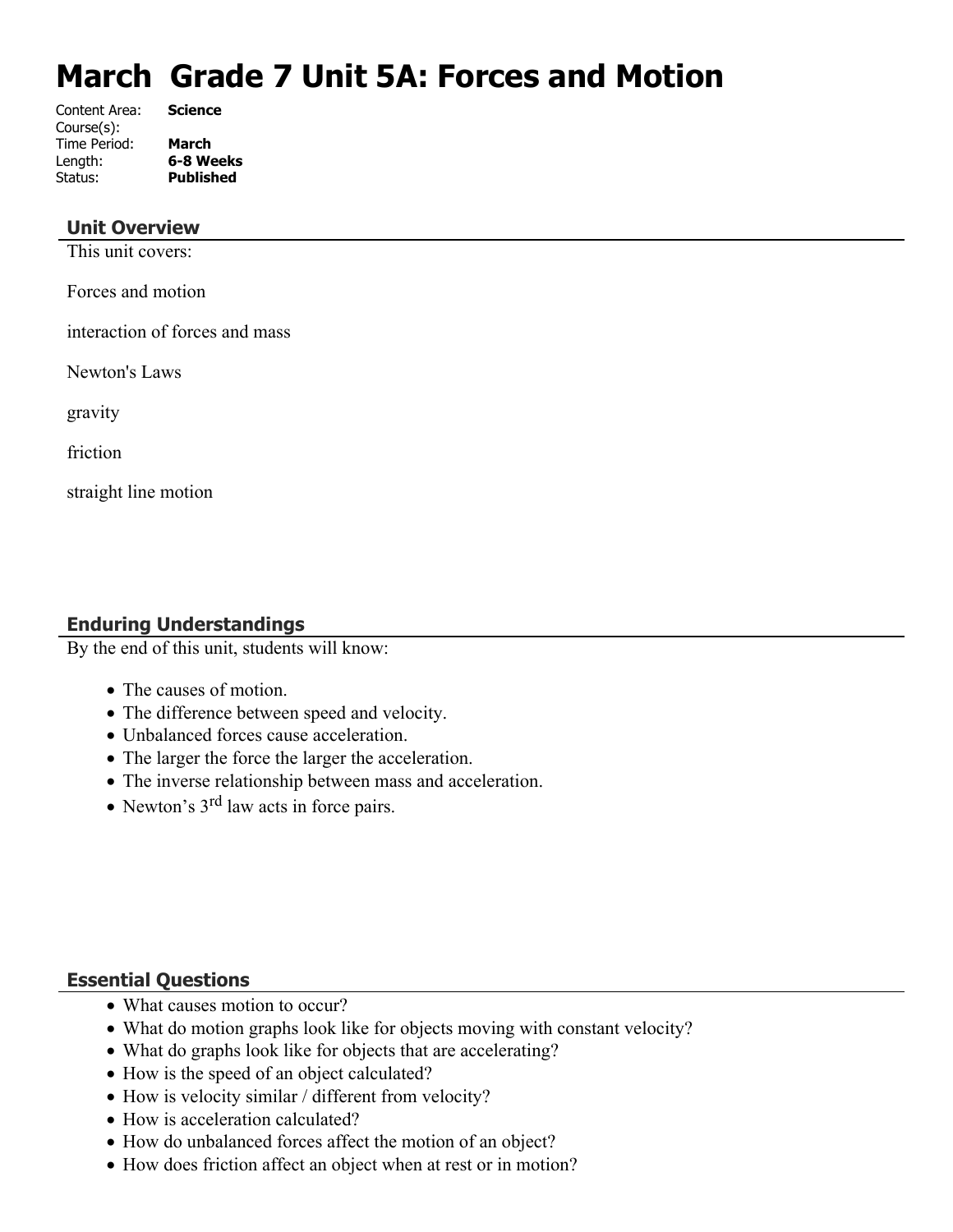# March Grade 7 Unit 5A: Forces and Motion

Content Area: **Science**
Course(s):
Time Period: **March**
Length: **6-8 Weeks**
Status: **Published**

## Unit Overview

This unit covers:

Forces and motion

interaction of forces and mass

Newton's Laws

gravity

friction

straight line motion

## Enduring Understandings

By the end of this unit, students will know:

- The causes of motion.
- The difference between speed and velocity.
- Unbalanced forces cause acceleration.
- The larger the force the larger the acceleration.
- The inverse relationship between mass and acceleration.
- Newton's 3rd law acts in force pairs.

## Essential Questions

- What causes motion to occur?
- What do motion graphs look like for objects moving with constant velocity?
- What do graphs look like for objects that are accelerating?
- How is the speed of an object calculated?
- How is velocity similar / different from velocity?
- How is acceleration calculated?
- How do unbalanced forces affect the motion of an object?
- How does friction affect an object when at rest or in motion?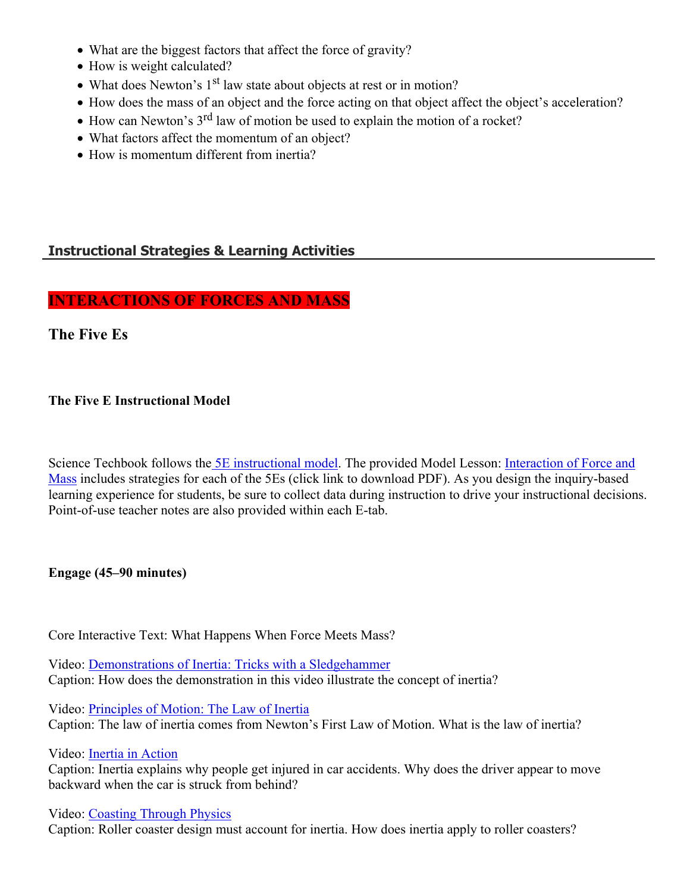- What are the biggest factors that affect the force of gravity?
- How is weight calculated?
- What does Newton's 1st law state about objects at rest or in motion?
- How does the mass of an object and the force acting on that object affect the object's acceleration?
- How can Newton's 3rd law of motion be used to explain the motion of a rocket?
- What factors affect the momentum of an object?
- How is momentum different from inertia?

## Instructional Strategies & Learning Activities

### INTERACTIONS OF FORCES AND MASS

### The Five Es

**The Five E Instructional Model**

Science Techbook follows the 5E instructional model. The provided Model Lesson: Interaction of Force and Mass includes strategies for each of the 5Es (click link to download PDF). As you design the inquiry-based learning experience for students, be sure to collect data during instruction to drive your instructional decisions. Point-of-use teacher notes are also provided within each E-tab.

**Engage (45–90 minutes)**

Core Interactive Text: What Happens When Force Meets Mass?

Video: Demonstrations of Inertia: Tricks with a Sledgehammer
Caption: How does the demonstration in this video illustrate the concept of inertia?

Video: Principles of Motion: The Law of Inertia
Caption: The law of inertia comes from Newton's First Law of Motion. What is the law of inertia?

Video: Inertia in Action
Caption: Inertia explains why people get injured in car accidents. Why does the driver appear to move backward when the car is struck from behind?

Video: Coasting Through Physics
Caption: Roller coaster design must account for inertia. How does inertia apply to roller coasters?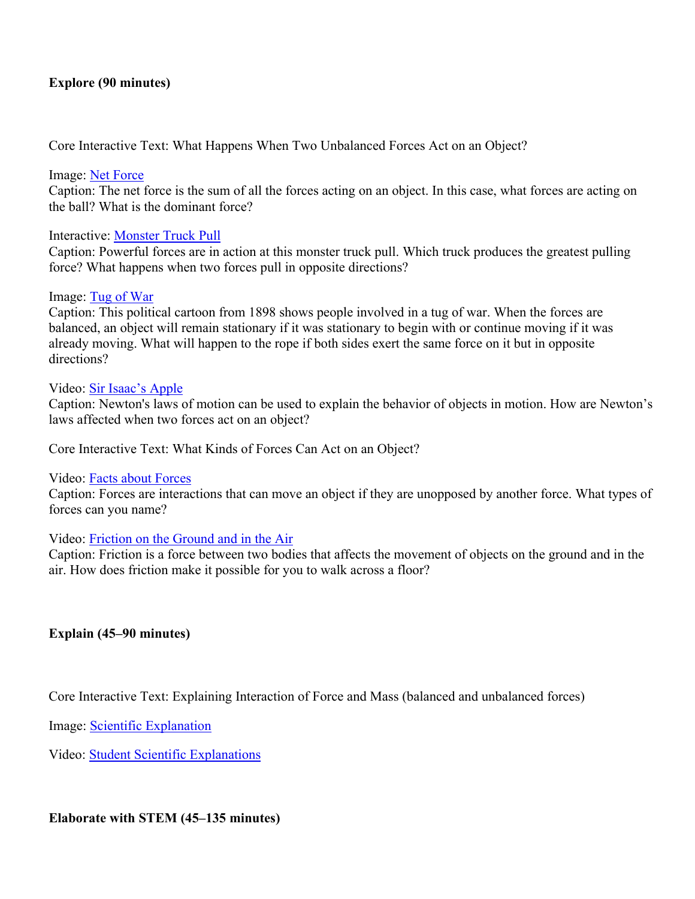**Explore (90 minutes)**

Core Interactive Text: What Happens When Two Unbalanced Forces Act on an Object?

Image: Net Force
Caption: The net force is the sum of all the forces acting on an object. In this case, what forces are acting on the ball? What is the dominant force?

Interactive: Monster Truck Pull
Caption: Powerful forces are in action at this monster truck pull. Which truck produces the greatest pulling force? What happens when two forces pull in opposite directions?

Image: Tug of War
Caption: This political cartoon from 1898 shows people involved in a tug of war. When the forces are balanced, an object will remain stationary if it was stationary to begin with or continue moving if it was already moving. What will happen to the rope if both sides exert the same force on it but in opposite directions?

Video: Sir Isaac's Apple
Caption: Newton's laws of motion can be used to explain the behavior of objects in motion. How are Newton's laws affected when two forces act on an object?

Core Interactive Text: What Kinds of Forces Can Act on an Object?

Video: Facts about Forces
Caption: Forces are interactions that can move an object if they are unopposed by another force. What types of forces can you name?

Video: Friction on the Ground and in the Air
Caption: Friction is a force between two bodies that affects the movement of objects on the ground and in the air. How does friction make it possible for you to walk across a floor?

**Explain (45–90 minutes)**

Core Interactive Text: Explaining Interaction of Force and Mass (balanced and unbalanced forces)

Image: Scientific Explanation

Video: Student Scientific Explanations

**Elaborate with STEM (45–135 minutes)**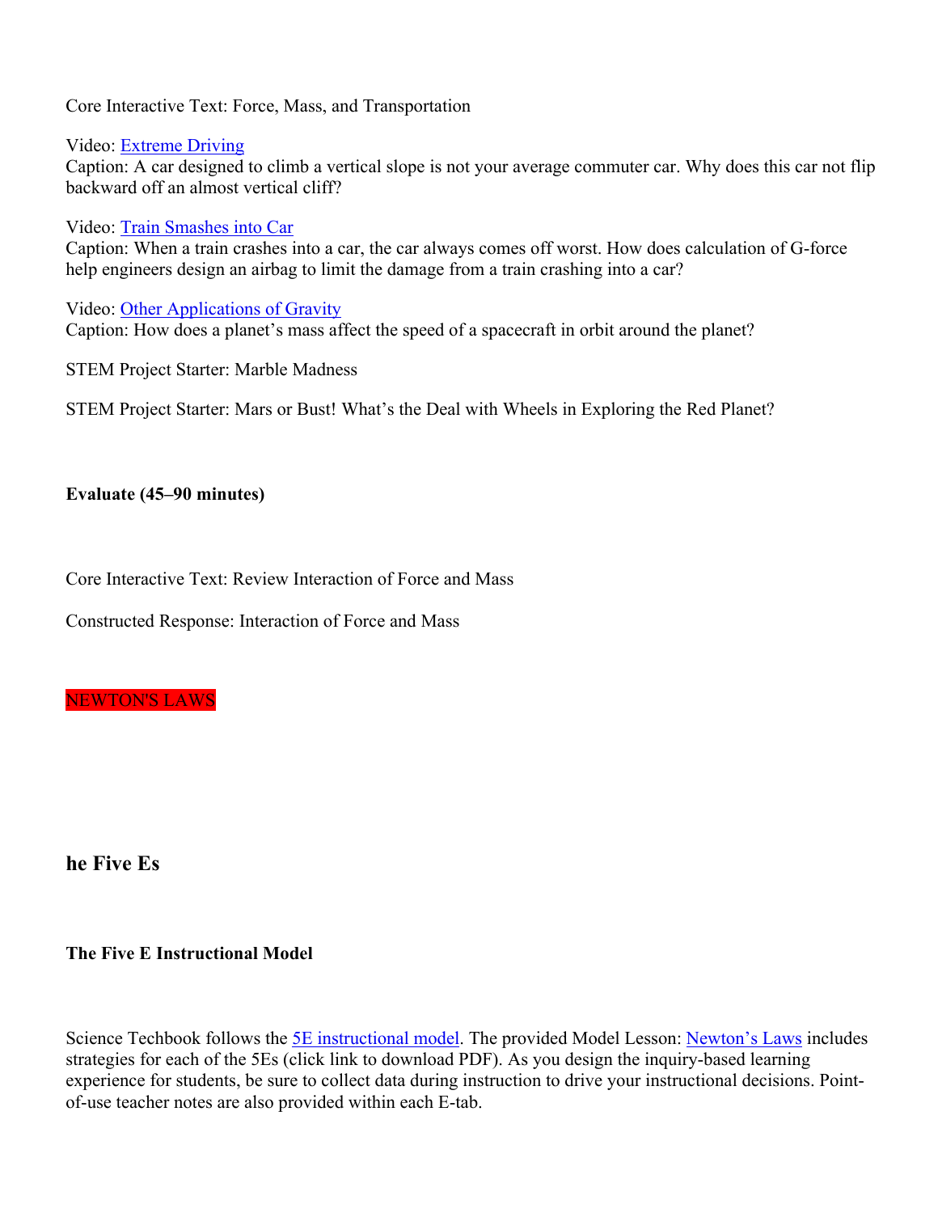Core Interactive Text: Force, Mass, and Transportation

Video: [Extreme Driving]
Caption: A car designed to climb a vertical slope is not your average commuter car. Why does this car not flip backward off an almost vertical cliff?

Video: [Train Smashes into Car]
Caption: When a train crashes into a car, the car always comes off worst. How does calculation of G-force help engineers design an airbag to limit the damage from a train crashing into a car?

Video: [Other Applications of Gravity]
Caption: How does a planet's mass affect the speed of a spacecraft in orbit around the planet?

STEM Project Starter: Marble Madness

STEM Project Starter: Mars or Bust! What's the Deal with Wheels in Exploring the Red Planet?

**Evaluate (45–90 minutes)**

Core Interactive Text: Review Interaction of Force and Mass

Constructed Response: Interaction of Force and Mass

NEWTON'S LAWS

## he Five Es

### The Five E Instructional Model

Science Techbook follows the [5E instructional model]. The provided Model Lesson: [Newton's Laws] includes strategies for each of the 5Es (click link to download PDF). As you design the inquiry-based learning experience for students, be sure to collect data during instruction to drive your instructional decisions. Point-of-use teacher notes are also provided within each E-tab.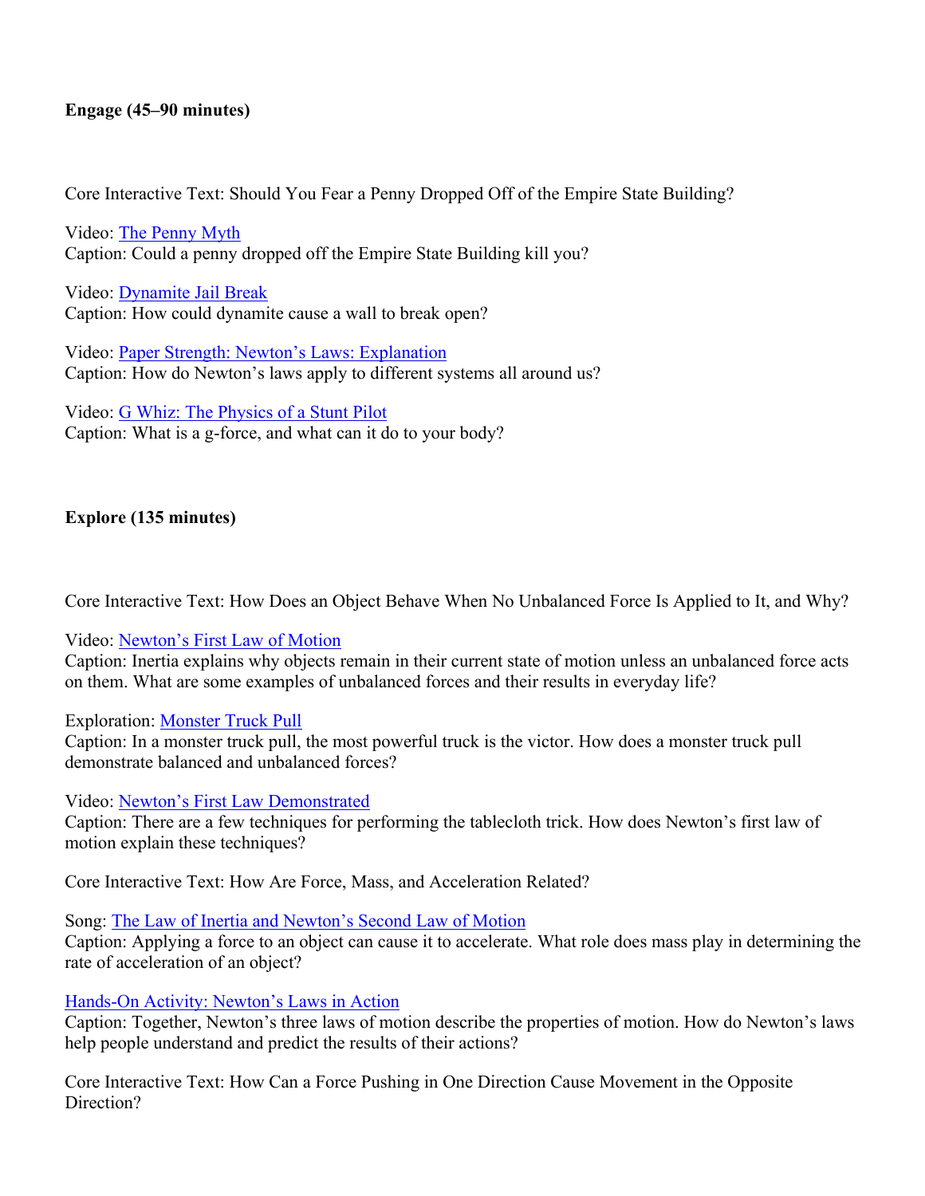**Engage (45–90 minutes)**

Core Interactive Text: Should You Fear a Penny Dropped Off of the Empire State Building?

Video: The Penny Myth
Caption: Could a penny dropped off the Empire State Building kill you?

Video: Dynamite Jail Break
Caption: How could dynamite cause a wall to break open?

Video: Paper Strength: Newton's Laws: Explanation
Caption: How do Newton's laws apply to different systems all around us?

Video: G Whiz: The Physics of a Stunt Pilot
Caption: What is a g-force, and what can it do to your body?

**Explore (135 minutes)**

Core Interactive Text: How Does an Object Behave When No Unbalanced Force Is Applied to It, and Why?

Video: Newton's First Law of Motion
Caption: Inertia explains why objects remain in their current state of motion unless an unbalanced force acts on them. What are some examples of unbalanced forces and their results in everyday life?

Exploration: Monster Truck Pull
Caption: In a monster truck pull, the most powerful truck is the victor. How does a monster truck pull demonstrate balanced and unbalanced forces?

Video: Newton's First Law Demonstrated
Caption: There are a few techniques for performing the tablecloth trick. How does Newton's first law of motion explain these techniques?

Core Interactive Text: How Are Force, Mass, and Acceleration Related?

Song: The Law of Inertia and Newton's Second Law of Motion
Caption: Applying a force to an object can cause it to accelerate. What role does mass play in determining the rate of acceleration of an object?

Hands-On Activity: Newton's Laws in Action
Caption: Together, Newton's three laws of motion describe the properties of motion. How do Newton's laws help people understand and predict the results of their actions?

Core Interactive Text: How Can a Force Pushing in One Direction Cause Movement in the Opposite Direction?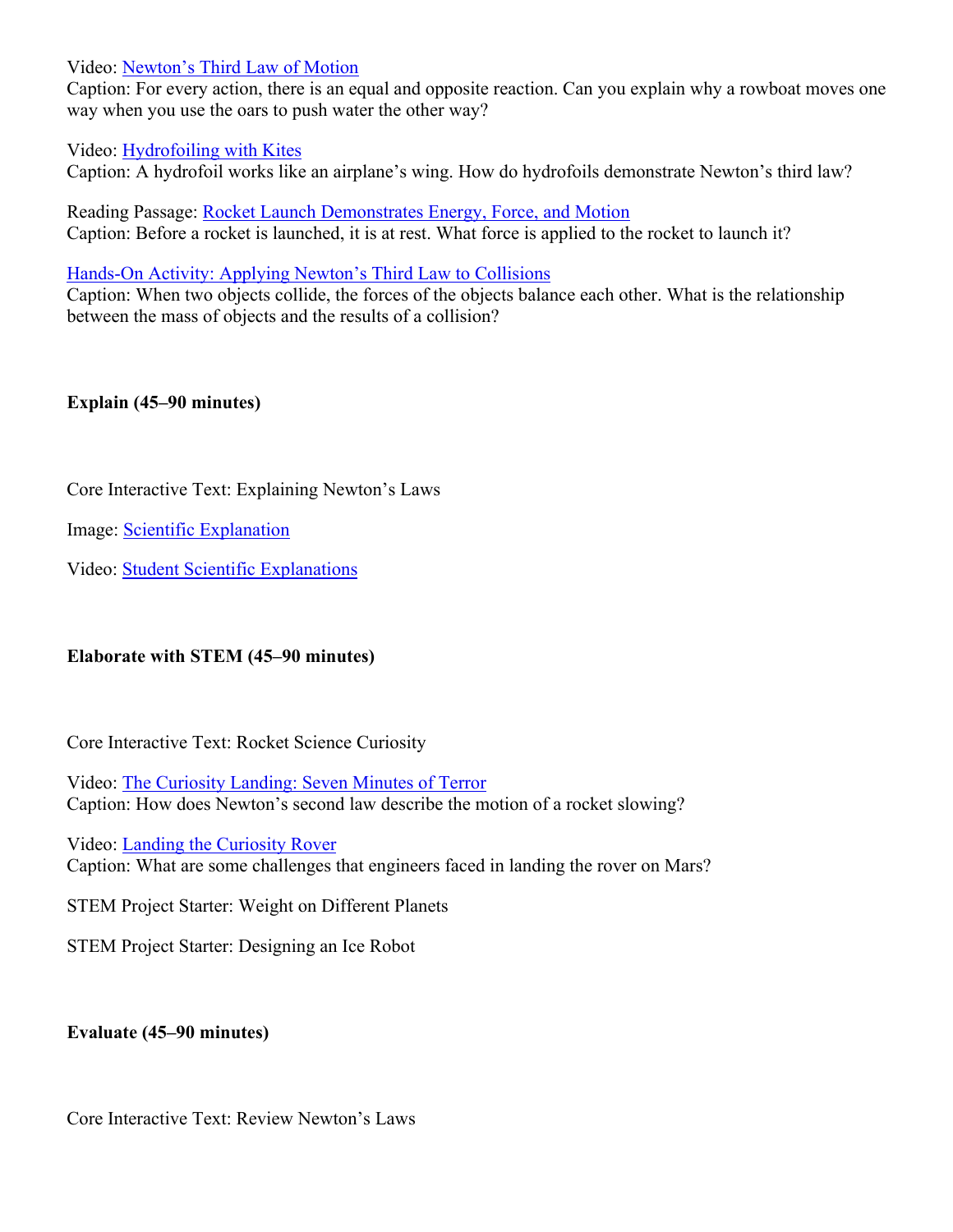Video: Newton’s Third Law of Motion
Caption: For every action, there is an equal and opposite reaction. Can you explain why a rowboat moves one way when you use the oars to push water the other way?

Video: Hydrofoiling with Kites
Caption: A hydrofoil works like an airplane’s wing. How do hydrofoils demonstrate Newton’s third law?

Reading Passage: Rocket Launch Demonstrates Energy, Force, and Motion
Caption: Before a rocket is launched, it is at rest. What force is applied to the rocket to launch it?

Hands-On Activity: Applying Newton’s Third Law to Collisions
Caption: When two objects collide, the forces of the objects balance each other. What is the relationship between the mass of objects and the results of a collision?

**Explain (45–90 minutes)**

Core Interactive Text: Explaining Newton’s Laws

Image: Scientific Explanation

Video: Student Scientific Explanations

**Elaborate with STEM (45–90 minutes)**

Core Interactive Text: Rocket Science Curiosity

Video: The Curiosity Landing: Seven Minutes of Terror
Caption: How does Newton’s second law describe the motion of a rocket slowing?

Video: Landing the Curiosity Rover
Caption: What are some challenges that engineers faced in landing the rover on Mars?

STEM Project Starter: Weight on Different Planets

STEM Project Starter: Designing an Ice Robot

**Evaluate (45–90 minutes)**

Core Interactive Text: Review Newton’s Laws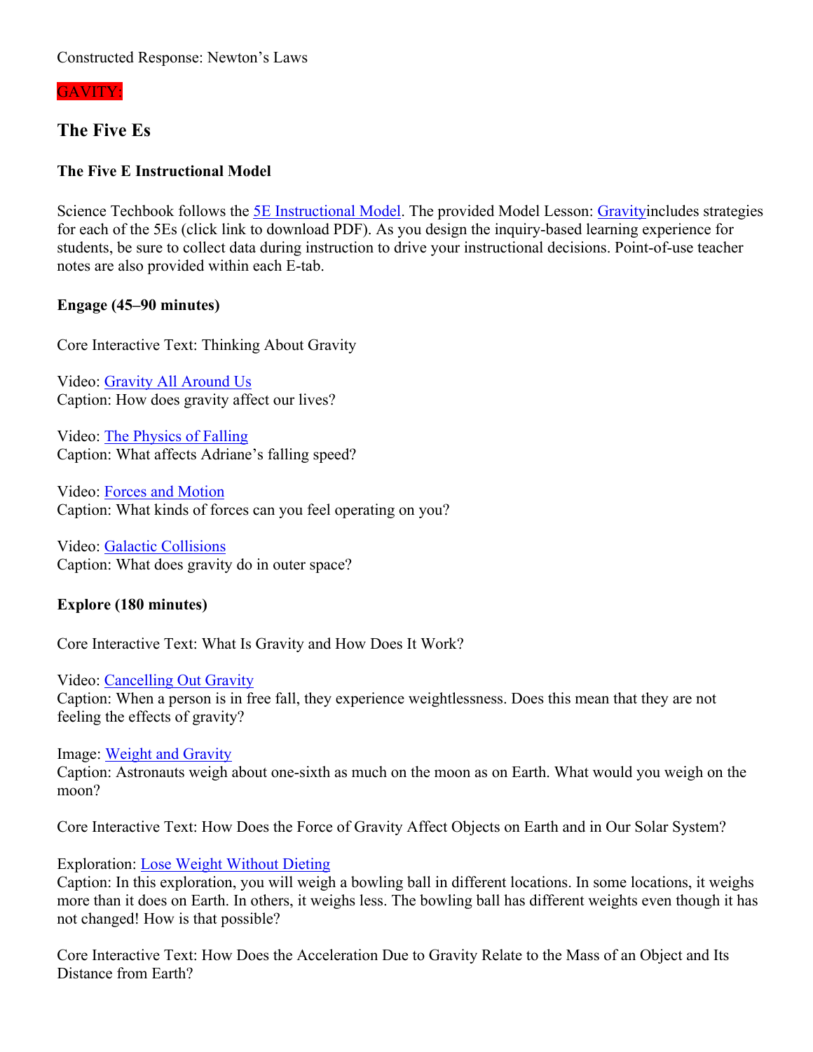Constructed Response: Newton's Laws

GAVITY:

## The Five Es

### The Five E Instructional Model

Science Techbook follows the 5E Instructional Model. The provided Model Lesson: Gravityincludes strategies for each of the 5Es (click link to download PDF). As you design the inquiry-based learning experience for students, be sure to collect data during instruction to drive your instructional decisions. Point-of-use teacher notes are also provided within each E-tab.

**Engage (45–90 minutes)**

Core Interactive Text: Thinking About Gravity

Video: Gravity All Around Us
Caption: How does gravity affect our lives?

Video: The Physics of Falling
Caption: What affects Adriane's falling speed?

Video: Forces and Motion
Caption: What kinds of forces can you feel operating on you?

Video: Galactic Collisions
Caption: What does gravity do in outer space?

**Explore (180 minutes)**

Core Interactive Text: What Is Gravity and How Does It Work?

Video: Cancelling Out Gravity
Caption: When a person is in free fall, they experience weightlessness. Does this mean that they are not feeling the effects of gravity?

Image: Weight and Gravity
Caption: Astronauts weigh about one-sixth as much on the moon as on Earth. What would you weigh on the moon?

Core Interactive Text: How Does the Force of Gravity Affect Objects on Earth and in Our Solar System?

Exploration: Lose Weight Without Dieting
Caption: In this exploration, you will weigh a bowling ball in different locations. In some locations, it weighs more than it does on Earth. In others, it weighs less. The bowling ball has different weights even though it has not changed! How is that possible?

Core Interactive Text: How Does the Acceleration Due to Gravity Relate to the Mass of an Object and Its Distance from Earth?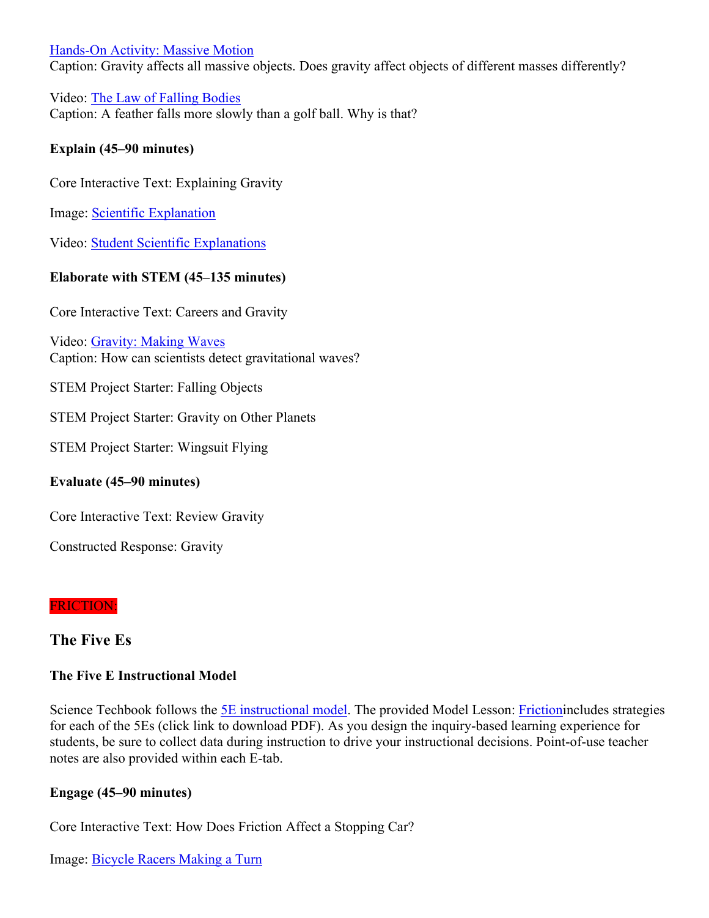[Hands-On Activity: Massive Motion]
Caption: Gravity affects all massive objects. Does gravity affect objects of different masses differently?

Video: [The Law of Falling Bodies]
Caption: A feather falls more slowly than a golf ball. Why is that?

**Explain (45–90 minutes)**

Core Interactive Text: Explaining Gravity

Image: [Scientific Explanation]

Video: [Student Scientific Explanations]

**Elaborate with STEM (45–135 minutes)**

Core Interactive Text: Careers and Gravity

Video: [Gravity: Making Waves]
Caption: How can scientists detect gravitational waves?

STEM Project Starter: Falling Objects

STEM Project Starter: Gravity on Other Planets

STEM Project Starter: Wingsuit Flying

**Evaluate (45–90 minutes)**

Core Interactive Text: Review Gravity

Constructed Response: Gravity

FRICTION:

## The Five Es

### The Five E Instructional Model

Science Techbook follows the [5E instructional model]. The provided Model Lesson: [Friction]includes strategies for each of the 5Es (click link to download PDF). As you design the inquiry-based learning experience for students, be sure to collect data during instruction to drive your instructional decisions. Point-of-use teacher notes are also provided within each E-tab.

**Engage (45–90 minutes)**

Core Interactive Text: How Does Friction Affect a Stopping Car?

Image: [Bicycle Racers Making a Turn]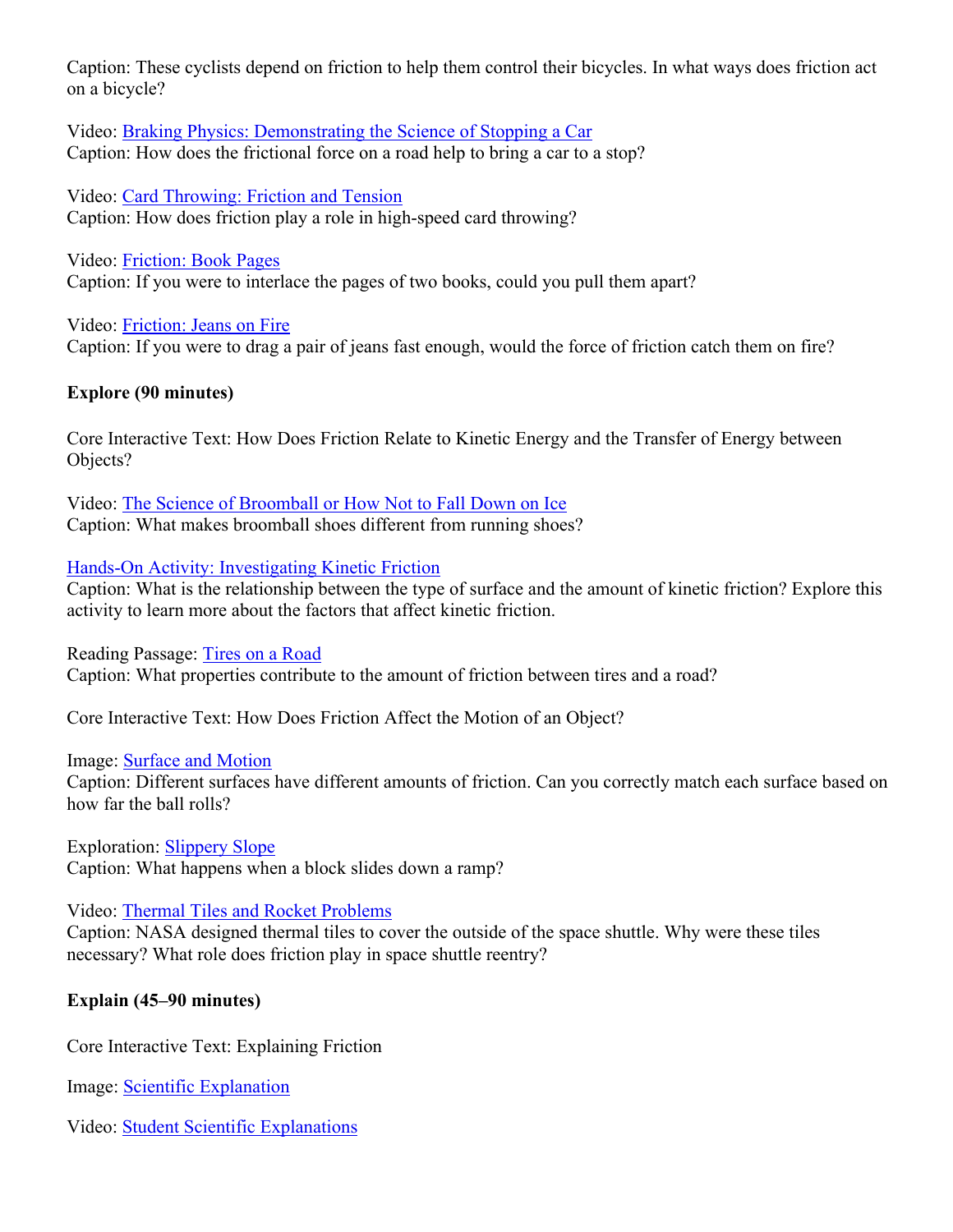Caption: These cyclists depend on friction to help them control their bicycles. In what ways does friction act on a bicycle?

Video: Braking Physics: Demonstrating the Science of Stopping a Car
Caption: How does the frictional force on a road help to bring a car to a stop?

Video: Card Throwing: Friction and Tension
Caption: How does friction play a role in high-speed card throwing?

Video: Friction: Book Pages
Caption: If you were to interlace the pages of two books, could you pull them apart?

Video: Friction: Jeans on Fire
Caption: If you were to drag a pair of jeans fast enough, would the force of friction catch them on fire?

**Explore (90 minutes)**

Core Interactive Text: How Does Friction Relate to Kinetic Energy and the Transfer of Energy between Objects?

Video: The Science of Broomball or How Not to Fall Down on Ice
Caption: What makes broomball shoes different from running shoes?

Hands-On Activity: Investigating Kinetic Friction
Caption: What is the relationship between the type of surface and the amount of kinetic friction? Explore this activity to learn more about the factors that affect kinetic friction.

Reading Passage: Tires on a Road
Caption: What properties contribute to the amount of friction between tires and a road?

Core Interactive Text: How Does Friction Affect the Motion of an Object?

Image: Surface and Motion
Caption: Different surfaces have different amounts of friction. Can you correctly match each surface based on how far the ball rolls?

Exploration: Slippery Slope
Caption: What happens when a block slides down a ramp?

Video: Thermal Tiles and Rocket Problems
Caption: NASA designed thermal tiles to cover the outside of the space shuttle. Why were these tiles necessary? What role does friction play in space shuttle reentry?

**Explain (45–90 minutes)**

Core Interactive Text: Explaining Friction

Image: Scientific Explanation

Video: Student Scientific Explanations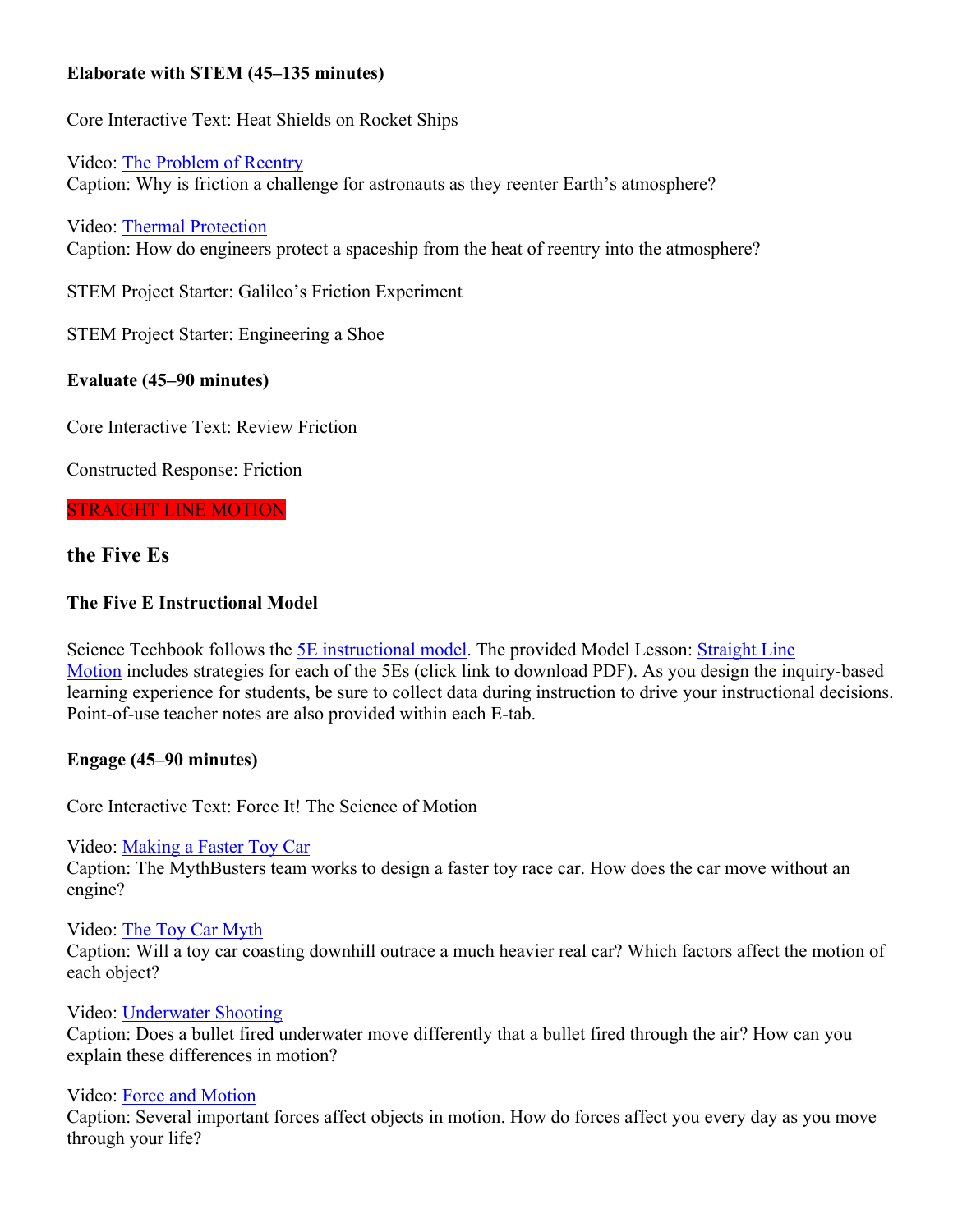**Elaborate with STEM (45–135 minutes)**

Core Interactive Text: Heat Shields on Rocket Ships

Video: The Problem of Reentry
Caption: Why is friction a challenge for astronauts as they reenter Earth's atmosphere?

Video: Thermal Protection
Caption: How do engineers protect a spaceship from the heat of reentry into the atmosphere?

STEM Project Starter: Galileo's Friction Experiment

STEM Project Starter: Engineering a Shoe

**Evaluate (45–90 minutes)**

Core Interactive Text: Review Friction

Constructed Response: Friction

STRAIGHT LINE MOTION

## the Five Es

### The Five E Instructional Model

Science Techbook follows the 5E instructional model. The provided Model Lesson: Straight Line Motion includes strategies for each of the 5Es (click link to download PDF). As you design the inquiry-based learning experience for students, be sure to collect data during instruction to drive your instructional decisions. Point-of-use teacher notes are also provided within each E-tab.

**Engage (45–90 minutes)**

Core Interactive Text: Force It! The Science of Motion

Video: Making a Faster Toy Car
Caption: The MythBusters team works to design a faster toy race car. How does the car move without an engine?

Video: The Toy Car Myth
Caption: Will a toy car coasting downhill outrace a much heavier real car? Which factors affect the motion of each object?

Video: Underwater Shooting
Caption: Does a bullet fired underwater move differently that a bullet fired through the air? How can you explain these differences in motion?

Video: Force and Motion
Caption: Several important forces affect objects in motion. How do forces affect you every day as you move through your life?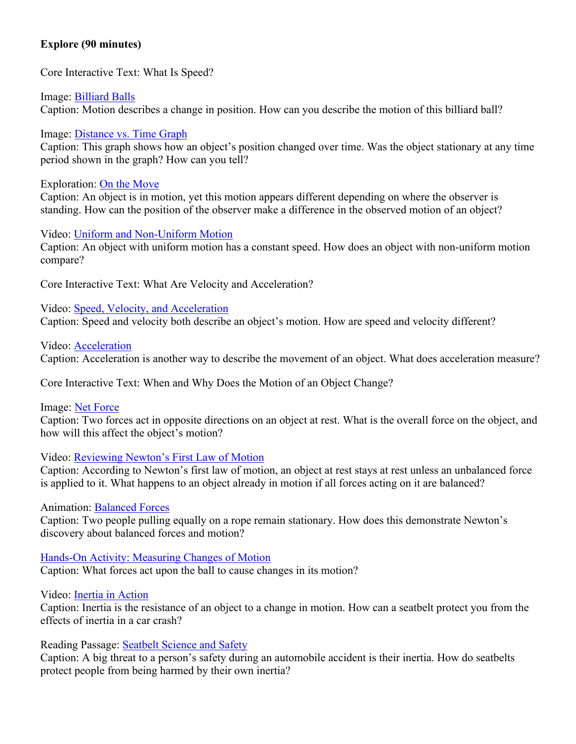**Explore (90 minutes)**

Core Interactive Text: What Is Speed?

Image: Billiard Balls
Caption: Motion describes a change in position. How can you describe the motion of this billiard ball?

Image: Distance vs. Time Graph
Caption: This graph shows how an object's position changed over time. Was the object stationary at any time period shown in the graph? How can you tell?

Exploration: On the Move
Caption: An object is in motion, yet this motion appears different depending on where the observer is standing. How can the position of the observer make a difference in the observed motion of an object?

Video: Uniform and Non-Uniform Motion
Caption: An object with uniform motion has a constant speed. How does an object with non-uniform motion compare?

Core Interactive Text: What Are Velocity and Acceleration?

Video: Speed, Velocity, and Acceleration
Caption: Speed and velocity both describe an object's motion. How are speed and velocity different?

Video: Acceleration
Caption: Acceleration is another way to describe the movement of an object. What does acceleration measure?

Core Interactive Text: When and Why Does the Motion of an Object Change?

Image: Net Force
Caption: Two forces act in opposite directions on an object at rest. What is the overall force on the object, and how will this affect the object's motion?

Video: Reviewing Newton's First Law of Motion
Caption: According to Newton's first law of motion, an object at rest stays at rest unless an unbalanced force is applied to it. What happens to an object already in motion if all forces acting on it are balanced?

Animation: Balanced Forces
Caption: Two people pulling equally on a rope remain stationary. How does this demonstrate Newton's discovery about balanced forces and motion?

Hands-On Activity: Measuring Changes of Motion
Caption: What forces act upon the ball to cause changes in its motion?

Video: Inertia in Action
Caption: Inertia is the resistance of an object to a change in motion. How can a seatbelt protect you from the effects of inertia in a car crash?

Reading Passage: Seatbelt Science and Safety
Caption: A big threat to a person's safety during an automobile accident is their inertia. How do seatbelts protect people from being harmed by their own inertia?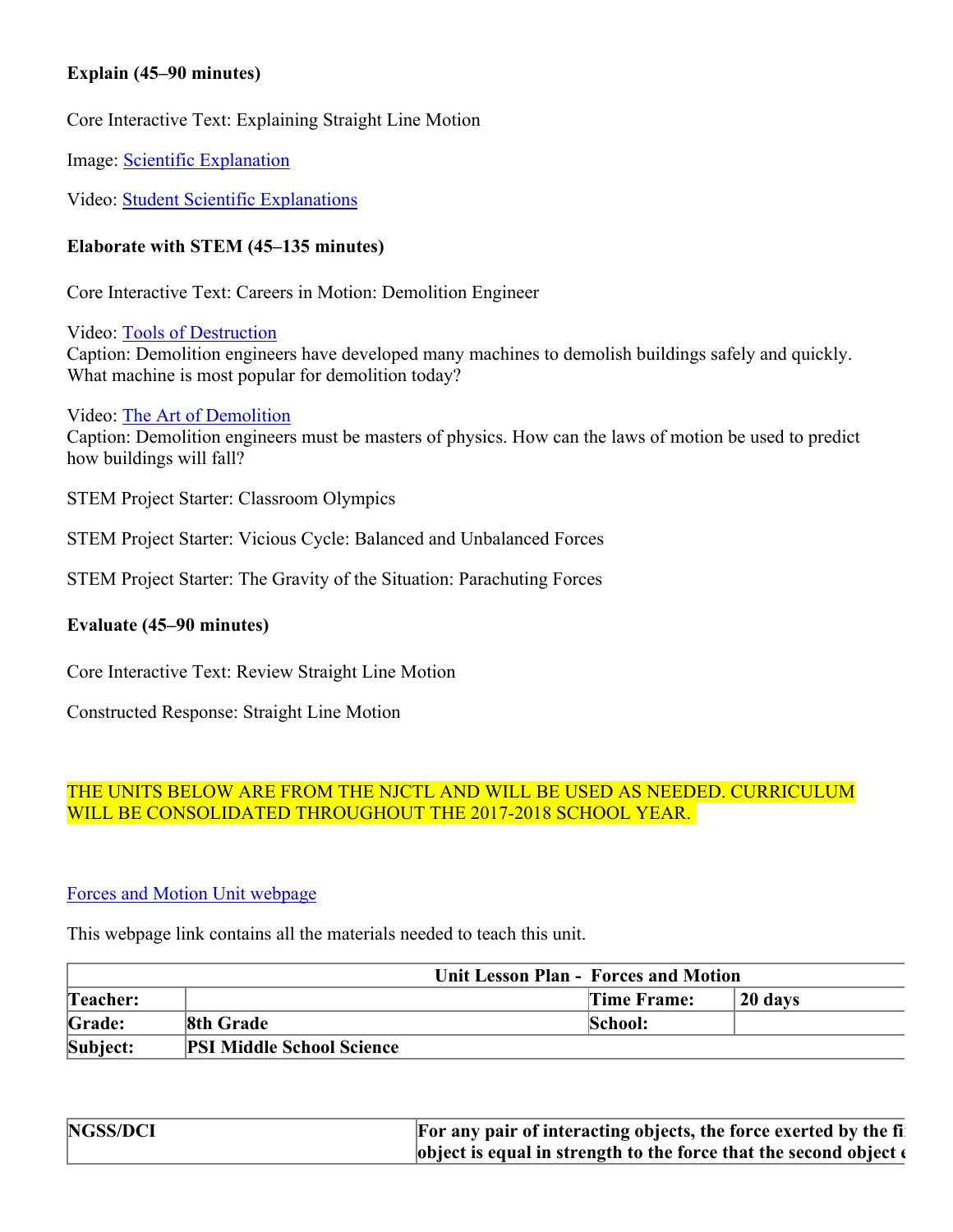**Explain (45–90 minutes)**

Core Interactive Text: Explaining Straight Line Motion

Image: Scientific Explanation

Video: Student Scientific Explanations

**Elaborate with STEM (45–135 minutes)**

Core Interactive Text: Careers in Motion: Demolition Engineer

Video: Tools of Destruction
Caption: Demolition engineers have developed many machines to demolish buildings safely and quickly. What machine is most popular for demolition today?

Video: The Art of Demolition
Caption: Demolition engineers must be masters of physics. How can the laws of motion be used to predict how buildings will fall?

STEM Project Starter: Classroom Olympics

STEM Project Starter: Vicious Cycle: Balanced and Unbalanced Forces

STEM Project Starter: The Gravity of the Situation: Parachuting Forces

**Evaluate (45–90 minutes)**

Core Interactive Text: Review Straight Line Motion

Constructed Response: Straight Line Motion

THE UNITS BELOW ARE FROM THE NJCTL AND WILL BE USED AS NEEDED. CURRICULUM WILL BE CONSOLIDATED THROUGHOUT THE 2017-2018 SCHOOL YEAR.

Forces and Motion Unit webpage

This webpage link contains all the materials needed to teach this unit.

| **Unit Lesson Plan - Forces and Motion** | | | |
|---|---|---|---|
| **Teacher:** | | **Time Frame:** | **20 days** |
| **Grade:** | **8th Grade** | **School:** | |
| **Subject:** | **PSI Middle School Science** | | |

| **NGSS/DCI** | **For any pair of interacting objects, the force exerted by the fi object is equal in strength to the force that the second object** |
|---|---|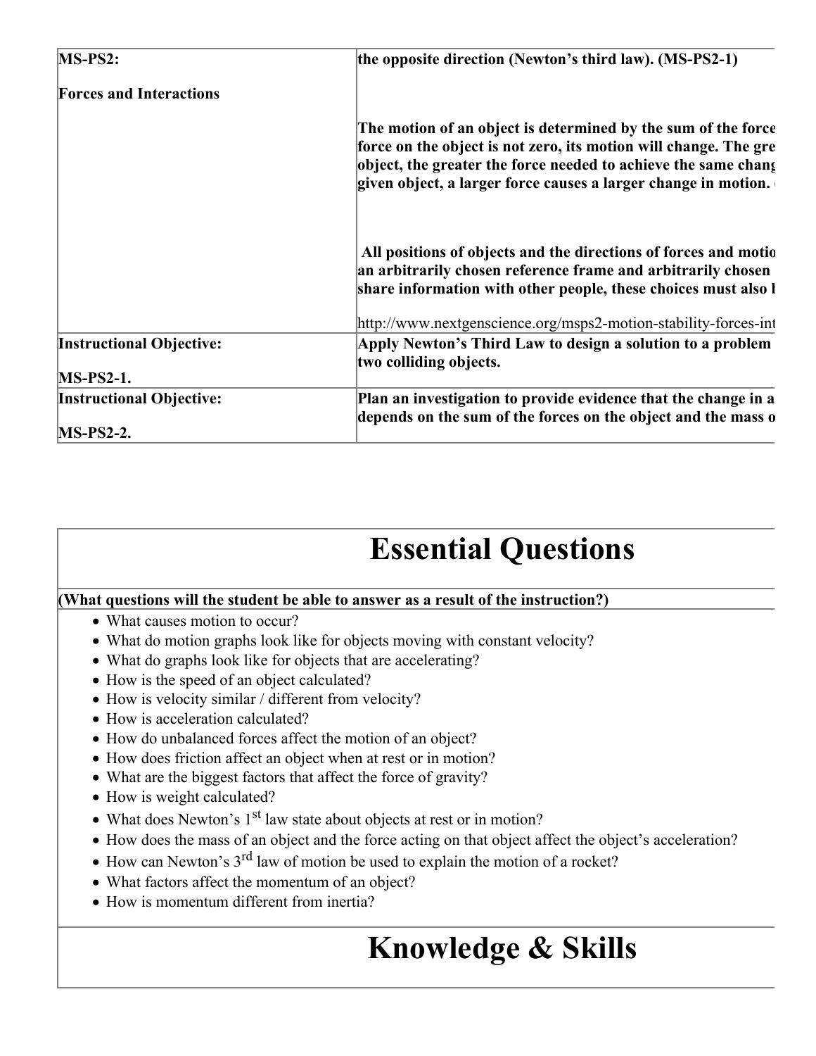| MS-PS2:<br><br>Forces and Interactions | **the opposite direction (Newton's third law). (MS-PS2-1)**<br><br>**The motion of an object is determined by the sum of the force force on the object is not zero, its motion will change. The gre object, the greater the force needed to achieve the same chang given object, a larger force causes a larger change in motion.**<br><br>**All positions of objects and the directions of forces and motio an arbitrarily chosen reference frame and arbitrarily chosen share information with other people, these choices must also b**<br><br>http://www.nextgenscience.org/msps2-motion-stability-forces-int |
|---|---|
| **Instructional Objective:**<br><br>**MS-PS2-1.** | **Apply Newton's Third Law to design a solution to a problem two colliding objects.** |
| **Instructional Objective:**<br><br>**MS-PS2-2.** | **Plan an investigation to provide evidence that the change in a depends on the sum of the forces on the object and the mass o** |

# Essential Questions

**(What questions will the student be able to answer as a result of the instruction?)**

- What causes motion to occur?
- What do motion graphs look like for objects moving with constant velocity?
- What do graphs look like for objects that are accelerating?
- How is the speed of an object calculated?
- How is velocity similar / different from velocity?
- How is acceleration calculated?
- How do unbalanced forces affect the motion of an object?
- How does friction affect an object when at rest or in motion?
- What are the biggest factors that affect the force of gravity?
- How is weight calculated?
- What does Newton's 1st law state about objects at rest or in motion?
- How does the mass of an object and the force acting on that object affect the object's acceleration?
- How can Newton's 3rd law of motion be used to explain the motion of a rocket?
- What factors affect the momentum of an object?
- How is momentum different from inertia?

# Knowledge & Skills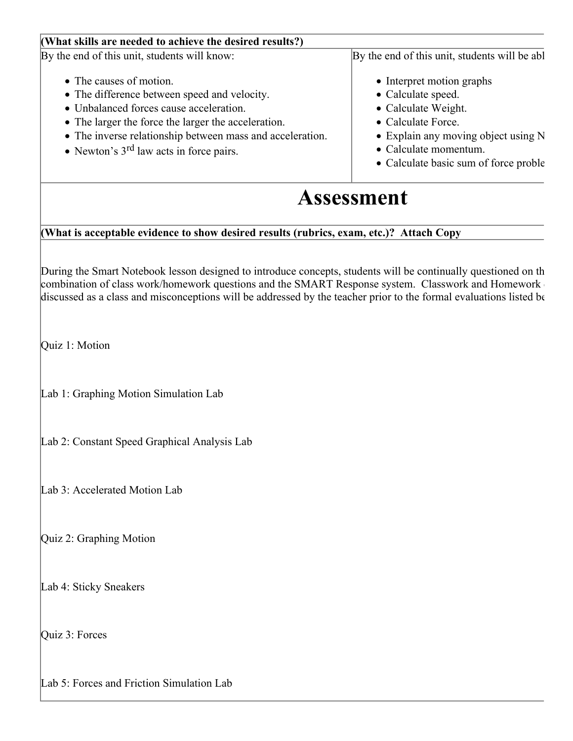| (What skills are needed to achieve the desired results?) | |
|---|---|
| By the end of this unit, students will know:<br><br>• The causes of motion.<br>• The difference between speed and velocity.<br>• Unbalanced forces cause acceleration.<br>• The larger the force the larger the acceleration.<br>• The inverse relationship between mass and acceleration.<br>• Newton's 3rd law acts in force pairs. | By the end of this unit, students will be abl<br><br>• Interpret motion graphs<br>• Calculate speed.<br>• Calculate Weight.<br>• Calculate Force.<br>• Explain any moving object using N<br>• Calculate momentum.<br>• Calculate basic sum of force proble |

# Assessment

**(What is acceptable evidence to show desired results (rubrics, exam, etc.)? Attach Copy**

During the Smart Notebook lesson designed to introduce concepts, students will be continually questioned on th combination of class work/homework questions and the SMART Response system. Classwork and Homework discussed as a class and misconceptions will be addressed by the teacher prior to the formal evaluations listed be

Quiz 1: Motion

Lab 1: Graphing Motion Simulation Lab

Lab 2: Constant Speed Graphical Analysis Lab

Lab 3: Accelerated Motion Lab

Quiz 2: Graphing Motion

Lab 4: Sticky Sneakers

Quiz 3: Forces

Lab 5: Forces and Friction Simulation Lab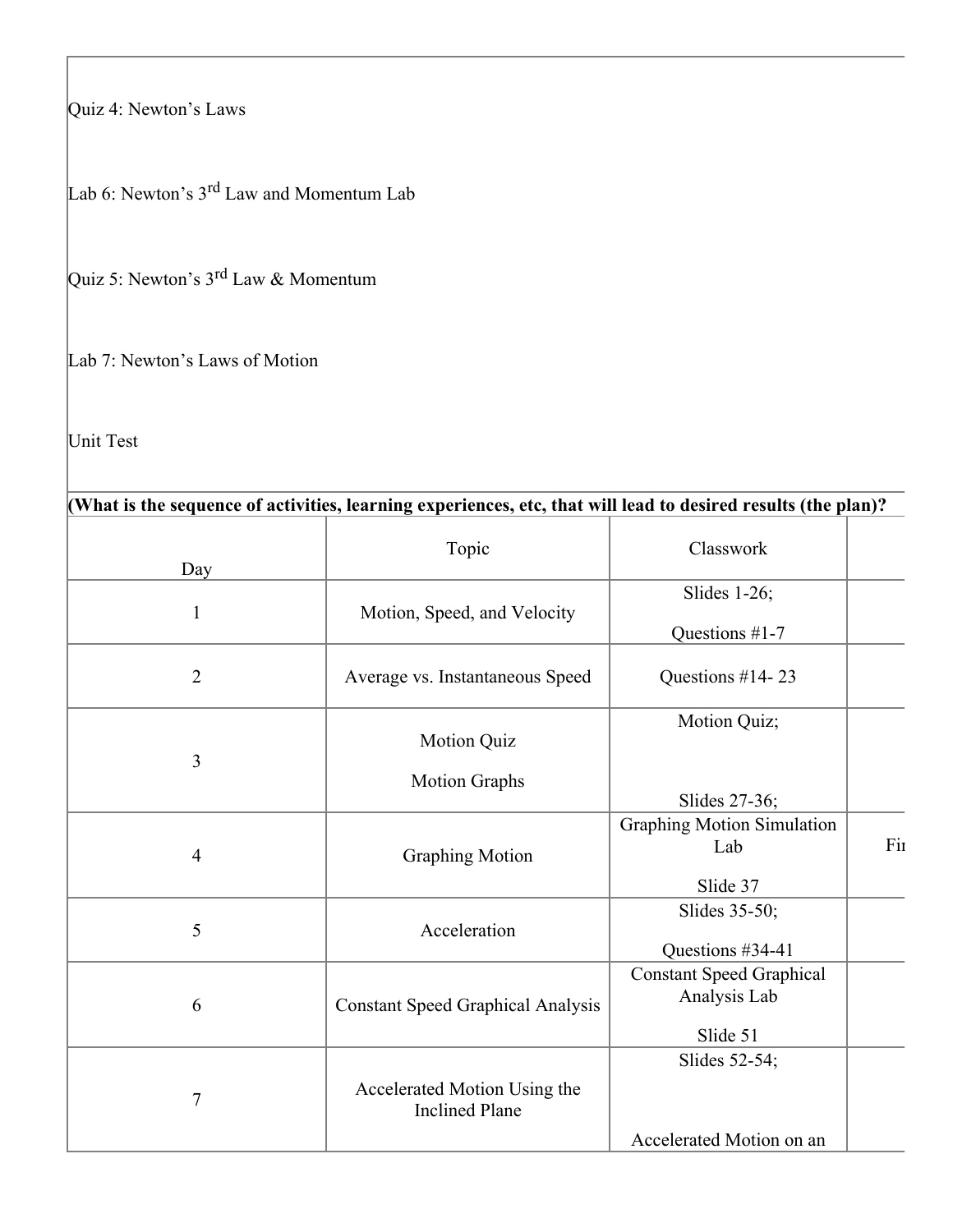Quiz 4: Newton's Laws

Lab 6: Newton's 3rd Law and Momentum Lab

Quiz 5: Newton's 3rd Law & Momentum

Lab 7: Newton's Laws of Motion

Unit Test

**(What is the sequence of activities, learning experiences, etc, that will lead to desired results (the plan)?**

| Day | Topic | Classwork | |
|---|---|---|---|
| 1 | Motion, Speed, and Velocity | Slides 1-26; Questions #1-7 | |
| 2 | Average vs. Instantaneous Speed | Questions #14- 23 | |
| 3 | Motion Quiz<br>Motion Graphs | Motion Quiz;<br>Slides 27-36; | |
| 4 | Graphing Motion | Graphing Motion Simulation Lab<br>Slide 37 | Fi |
| 5 | Acceleration | Slides 35-50;<br>Questions #34-41 | |
| 6 | Constant Speed Graphical Analysis | Constant Speed Graphical Analysis Lab<br>Slide 51 | |
| 7 | Accelerated Motion Using the Inclined Plane | Slides 52-54;<br>Accelerated Motion on an | |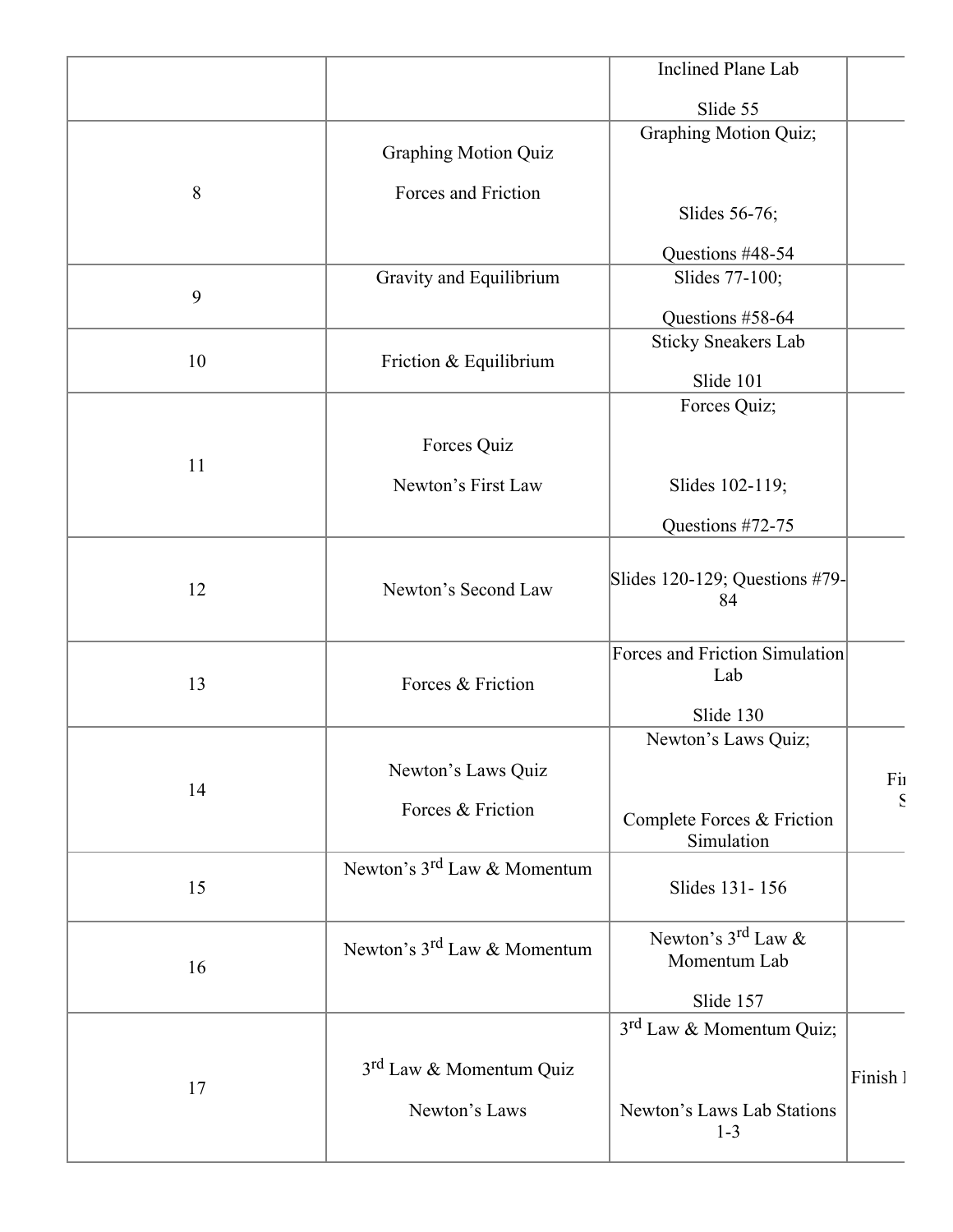| | | | |
|---|---|---|---|
| | | Inclined Plane Lab<br><br>Slide 55 | |
| 8 | Graphing Motion Quiz<br><br>Forces and Friction | Graphing Motion Quiz;<br><br>Slides 56-76;<br><br>Questions #48-54 | |
| 9 | Gravity and Equilibrium | Slides 77-100;<br><br>Questions #58-64 | |
| 10 | Friction & Equilibrium | Sticky Sneakers Lab<br><br>Slide 101 | |
| 11 | Forces Quiz<br><br>Newton's First Law | Forces Quiz;<br><br>Slides 102-119;<br><br>Questions #72-75 | |
| 12 | Newton's Second Law | Slides 120-129; Questions #79-84 | |
| 13 | Forces & Friction | Forces and Friction Simulation Lab<br><br>Slide 130 | |
| 14 | Newton's Laws Quiz<br><br>Forces & Friction | Newton's Laws Quiz;<br><br>Complete Forces & Friction Simulation | Fi<br>S |
| 15 | Newton's 3rd Law & Momentum | Slides 131- 156 | |
| 16 | Newton's 3rd Law & Momentum | Newton's 3rd Law & Momentum Lab<br><br>Slide 157 | |
| 17 | 3rd Law & Momentum Quiz<br><br>Newton's Laws | 3rd Law & Momentum Quiz;<br><br>Newton's Laws Lab Stations 1-3 | Finish |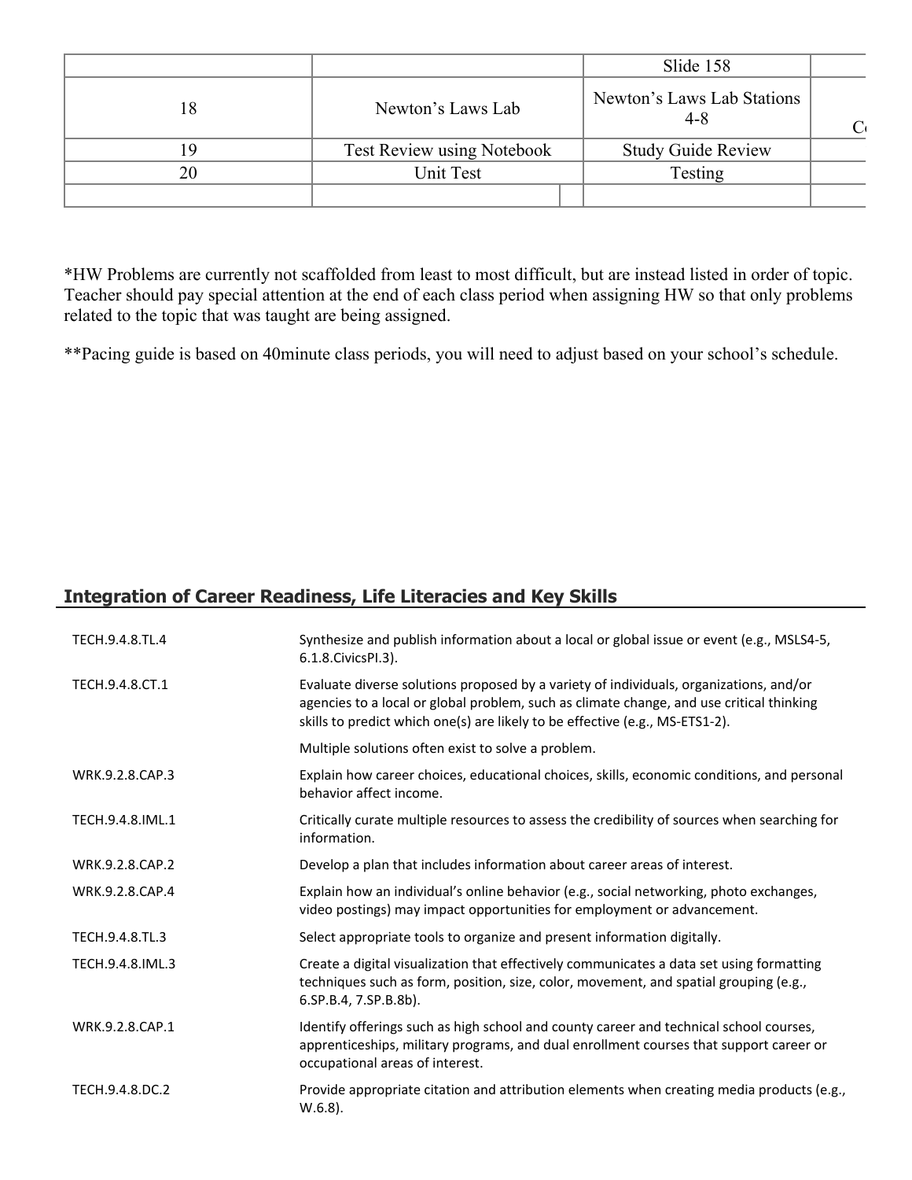| | | | |
|---|---|---|---|
| | | Slide 158 | |
| 18 | Newton's Laws Lab | Newton's Laws Lab Stations 4-8 | C |
| 19 | Test Review using Notebook | Study Guide Review | |
| 20 | Unit Test | Testing | |
| | | | |

*HW Problems are currently not scaffolded from least to most difficult, but are instead listed in order of topic. Teacher should pay special attention at the end of each class period when assigning HW so that only problems related to the topic that was taught are being assigned.

**Pacing guide is based on 40minute class periods, you will need to adjust based on your school's schedule.

## Integration of Career Readiness, Life Literacies and Key Skills

| | |
|---|---|
| TECH.9.4.8.TL.4 | Synthesize and publish information about a local or global issue or event (e.g., MSLS4-5, 6.1.8.CivicsPI.3). |
| TECH.9.4.8.CT.1 | Evaluate diverse solutions proposed by a variety of individuals, organizations, and/or agencies to a local or global problem, such as climate change, and use critical thinking skills to predict which one(s) are likely to be effective (e.g., MS-ETS1-2). |
| | Multiple solutions often exist to solve a problem. |
| WRK.9.2.8.CAP.3 | Explain how career choices, educational choices, skills, economic conditions, and personal behavior affect income. |
| TECH.9.4.8.IML.1 | Critically curate multiple resources to assess the credibility of sources when searching for information. |
| WRK.9.2.8.CAP.2 | Develop a plan that includes information about career areas of interest. |
| WRK.9.2.8.CAP.4 | Explain how an individual's online behavior (e.g., social networking, photo exchanges, video postings) may impact opportunities for employment or advancement. |
| TECH.9.4.8.TL.3 | Select appropriate tools to organize and present information digitally. |
| TECH.9.4.8.IML.3 | Create a digital visualization that effectively communicates a data set using formatting techniques such as form, position, size, color, movement, and spatial grouping (e.g., 6.SP.B.4, 7.SP.B.8b). |
| WRK.9.2.8.CAP.1 | Identify offerings such as high school and county career and technical school courses, apprenticeships, military programs, and dual enrollment courses that support career or occupational areas of interest. |
| TECH.9.4.8.DC.2 | Provide appropriate citation and attribution elements when creating media products (e.g., W.6.8). |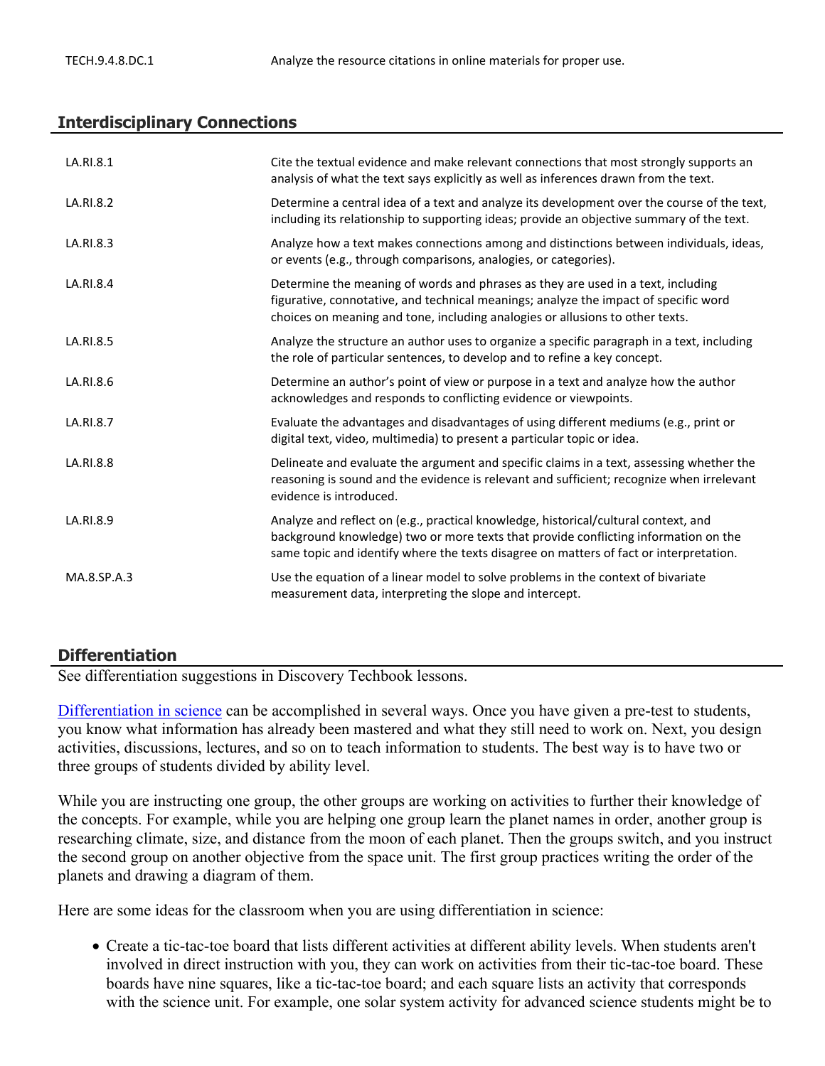| | |
|---|---|
| TECH.9.4.8.DC.1 | Analyze the resource citations in online materials for proper use. |

## Interdisciplinary Connections

| | |
|---|---|
| LA.RI.8.1 | Cite the textual evidence and make relevant connections that most strongly supports an analysis of what the text says explicitly as well as inferences drawn from the text. |
| LA.RI.8.2 | Determine a central idea of a text and analyze its development over the course of the text, including its relationship to supporting ideas; provide an objective summary of the text. |
| LA.RI.8.3 | Analyze how a text makes connections among and distinctions between individuals, ideas, or events (e.g., through comparisons, analogies, or categories). |
| LA.RI.8.4 | Determine the meaning of words and phrases as they are used in a text, including figurative, connotative, and technical meanings; analyze the impact of specific word choices on meaning and tone, including analogies or allusions to other texts. |
| LA.RI.8.5 | Analyze the structure an author uses to organize a specific paragraph in a text, including the role of particular sentences, to develop and to refine a key concept. |
| LA.RI.8.6 | Determine an author's point of view or purpose in a text and analyze how the author acknowledges and responds to conflicting evidence or viewpoints. |
| LA.RI.8.7 | Evaluate the advantages and disadvantages of using different mediums (e.g., print or digital text, video, multimedia) to present a particular topic or idea. |
| LA.RI.8.8 | Delineate and evaluate the argument and specific claims in a text, assessing whether the reasoning is sound and the evidence is relevant and sufficient; recognize when irrelevant evidence is introduced. |
| LA.RI.8.9 | Analyze and reflect on (e.g., practical knowledge, historical/cultural context, and background knowledge) two or more texts that provide conflicting information on the same topic and identify where the texts disagree on matters of fact or interpretation. |
| MA.8.SP.A.3 | Use the equation of a linear model to solve problems in the context of bivariate measurement data, interpreting the slope and intercept. |

## Differentiation

See differentiation suggestions in Discovery Techbook lessons.

Differentiation in science can be accomplished in several ways. Once you have given a pre-test to students, you know what information has already been mastered and what they still need to work on. Next, you design activities, discussions, lectures, and so on to teach information to students. The best way is to have two or three groups of students divided by ability level.

While you are instructing one group, the other groups are working on activities to further their knowledge of the concepts. For example, while you are helping one group learn the planet names in order, another group is researching climate, size, and distance from the moon of each planet. Then the groups switch, and you instruct the second group on another objective from the space unit. The first group practices writing the order of the planets and drawing a diagram of them.

Here are some ideas for the classroom when you are using differentiation in science:

- Create a tic-tac-toe board that lists different activities at different ability levels. When students aren't involved in direct instruction with you, they can work on activities from their tic-tac-toe board. These boards have nine squares, like a tic-tac-toe board; and each square lists an activity that corresponds with the science unit. For example, one solar system activity for advanced science students might be to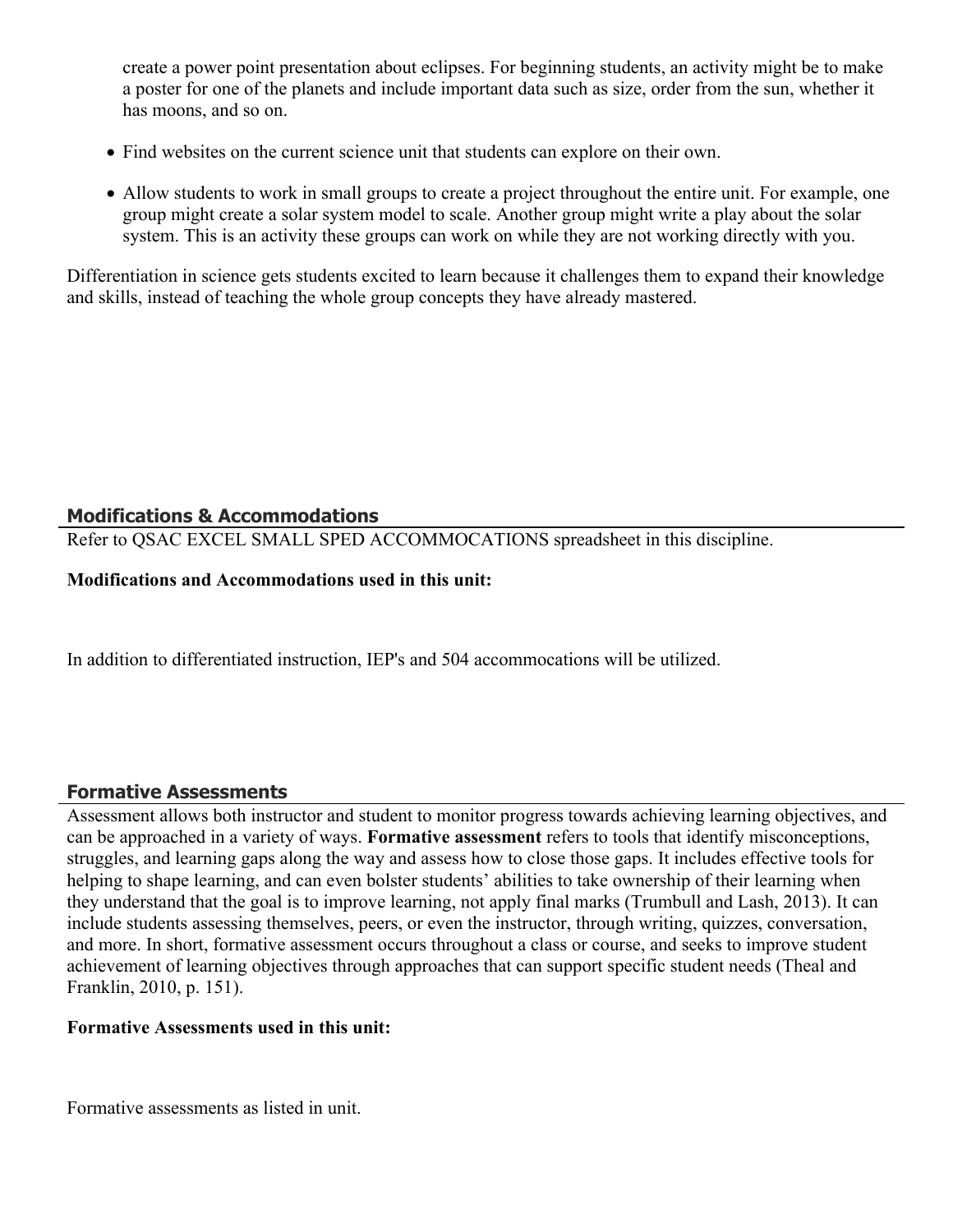create a power point presentation about eclipses. For beginning students, an activity might be to make a poster for one of the planets and include important data such as size, order from the sun, whether it has moons, and so on.

- Find websites on the current science unit that students can explore on their own.
- Allow students to work in small groups to create a project throughout the entire unit. For example, one group might create a solar system model to scale. Another group might write a play about the solar system. This is an activity these groups can work on while they are not working directly with you.

Differentiation in science gets students excited to learn because it challenges them to expand their knowledge and skills, instead of teaching the whole group concepts they have already mastered.

## Modifications & Accommodations

Refer to QSAC EXCEL SMALL SPED ACCOMMOCATIONS spreadsheet in this discipline.

**Modifications and Accommodations used in this unit:**

In addition to differentiated instruction, IEP's and 504 accommocations will be utilized.

## Formative Assessments

Assessment allows both instructor and student to monitor progress towards achieving learning objectives, and can be approached in a variety of ways. **Formative assessment** refers to tools that identify misconceptions, struggles, and learning gaps along the way and assess how to close those gaps. It includes effective tools for helping to shape learning, and can even bolster students' abilities to take ownership of their learning when they understand that the goal is to improve learning, not apply final marks (Trumbull and Lash, 2013). It can include students assessing themselves, peers, or even the instructor, through writing, quizzes, conversation, and more. In short, formative assessment occurs throughout a class or course, and seeks to improve student achievement of learning objectives through approaches that can support specific student needs (Theal and Franklin, 2010, p. 151).

**Formative Assessments used in this unit:**

Formative assessments as listed in unit.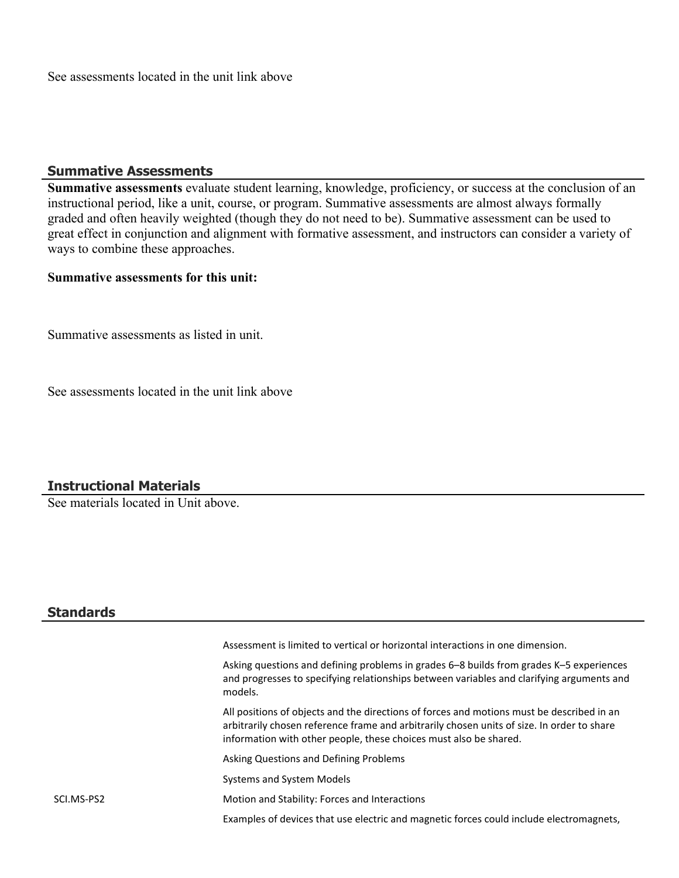See assessments located in the unit link above

## Summative Assessments

**Summative assessments** evaluate student learning, knowledge, proficiency, or success at the conclusion of an instructional period, like a unit, course, or program. Summative assessments are almost always formally graded and often heavily weighted (though they do not need to be). Summative assessment can be used to great effect in conjunction and alignment with formative assessment, and instructors can consider a variety of ways to combine these approaches.

**Summative assessments for this unit:**

Summative assessments as listed in unit.

See assessments located in the unit link above

## Instructional Materials

See materials located in Unit above.

## Standards

| | |
|---|---|
| | Assessment is limited to vertical or horizontal interactions in one dimension. |
| | Asking questions and defining problems in grades 6–8 builds from grades K–5 experiences and progresses to specifying relationships between variables and clarifying arguments and models. |
| | All positions of objects and the directions of forces and motions must be described in an arbitrarily chosen reference frame and arbitrarily chosen units of size. In order to share information with other people, these choices must also be shared. |
| | Asking Questions and Defining Problems |
| | Systems and System Models |
| SCI.MS-PS2 | Motion and Stability: Forces and Interactions |
| | Examples of devices that use electric and magnetic forces could include electromagnets, |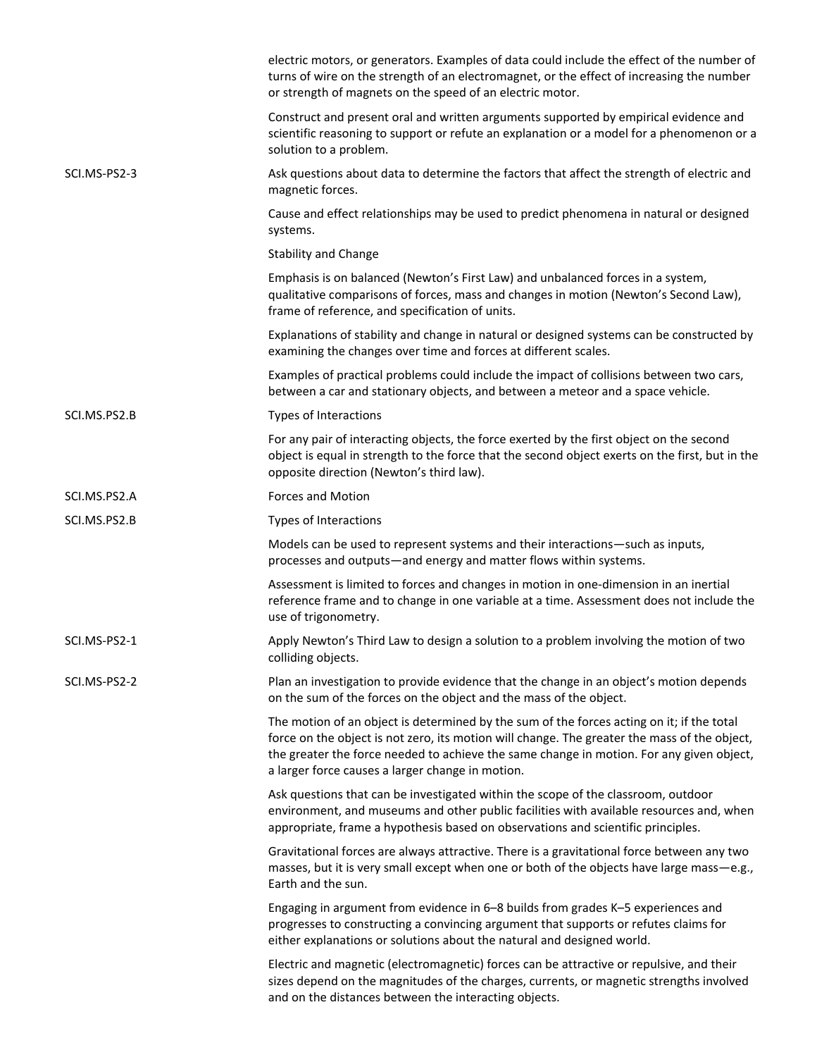| | |
|---|---|
| | electric motors, or generators. Examples of data could include the effect of the number of turns of wire on the strength of an electromagnet, or the effect of increasing the number or strength of magnets on the speed of an electric motor. |
| | Construct and present oral and written arguments supported by empirical evidence and scientific reasoning to support or refute an explanation or a model for a phenomenon or a solution to a problem. |
| SCI.MS-PS2-3 | Ask questions about data to determine the factors that affect the strength of electric and magnetic forces. |
| | Cause and effect relationships may be used to predict phenomena in natural or designed systems. |
| | Stability and Change |
| | Emphasis is on balanced (Newton's First Law) and unbalanced forces in a system, qualitative comparisons of forces, mass and changes in motion (Newton's Second Law), frame of reference, and specification of units. |
| | Explanations of stability and change in natural or designed systems can be constructed by examining the changes over time and forces at different scales. |
| | Examples of practical problems could include the impact of collisions between two cars, between a car and stationary objects, and between a meteor and a space vehicle. |
| SCI.MS.PS2.B | Types of Interactions |
| | For any pair of interacting objects, the force exerted by the first object on the second object is equal in strength to the force that the second object exerts on the first, but in the opposite direction (Newton's third law). |
| SCI.MS.PS2.A | Forces and Motion |
| SCI.MS.PS2.B | Types of Interactions |
| | Models can be used to represent systems and their interactions—such as inputs, processes and outputs—and energy and matter flows within systems. |
| | Assessment is limited to forces and changes in motion in one-dimension in an inertial reference frame and to change in one variable at a time. Assessment does not include the use of trigonometry. |
| SCI.MS-PS2-1 | Apply Newton's Third Law to design a solution to a problem involving the motion of two colliding objects. |
| SCI.MS-PS2-2 | Plan an investigation to provide evidence that the change in an object's motion depends on the sum of the forces on the object and the mass of the object. |
| | The motion of an object is determined by the sum of the forces acting on it; if the total force on the object is not zero, its motion will change. The greater the mass of the object, the greater the force needed to achieve the same change in motion. For any given object, a larger force causes a larger change in motion. |
| | Ask questions that can be investigated within the scope of the classroom, outdoor environment, and museums and other public facilities with available resources and, when appropriate, frame a hypothesis based on observations and scientific principles. |
| | Gravitational forces are always attractive. There is a gravitational force between any two masses, but it is very small except when one or both of the objects have large mass—e.g., Earth and the sun. |
| | Engaging in argument from evidence in 6–8 builds from grades K–5 experiences and progresses to constructing a convincing argument that supports or refutes claims for either explanations or solutions about the natural and designed world. |
| | Electric and magnetic (electromagnetic) forces can be attractive or repulsive, and their sizes depend on the magnitudes of the charges, currents, or magnetic strengths involved and on the distances between the interacting objects. |